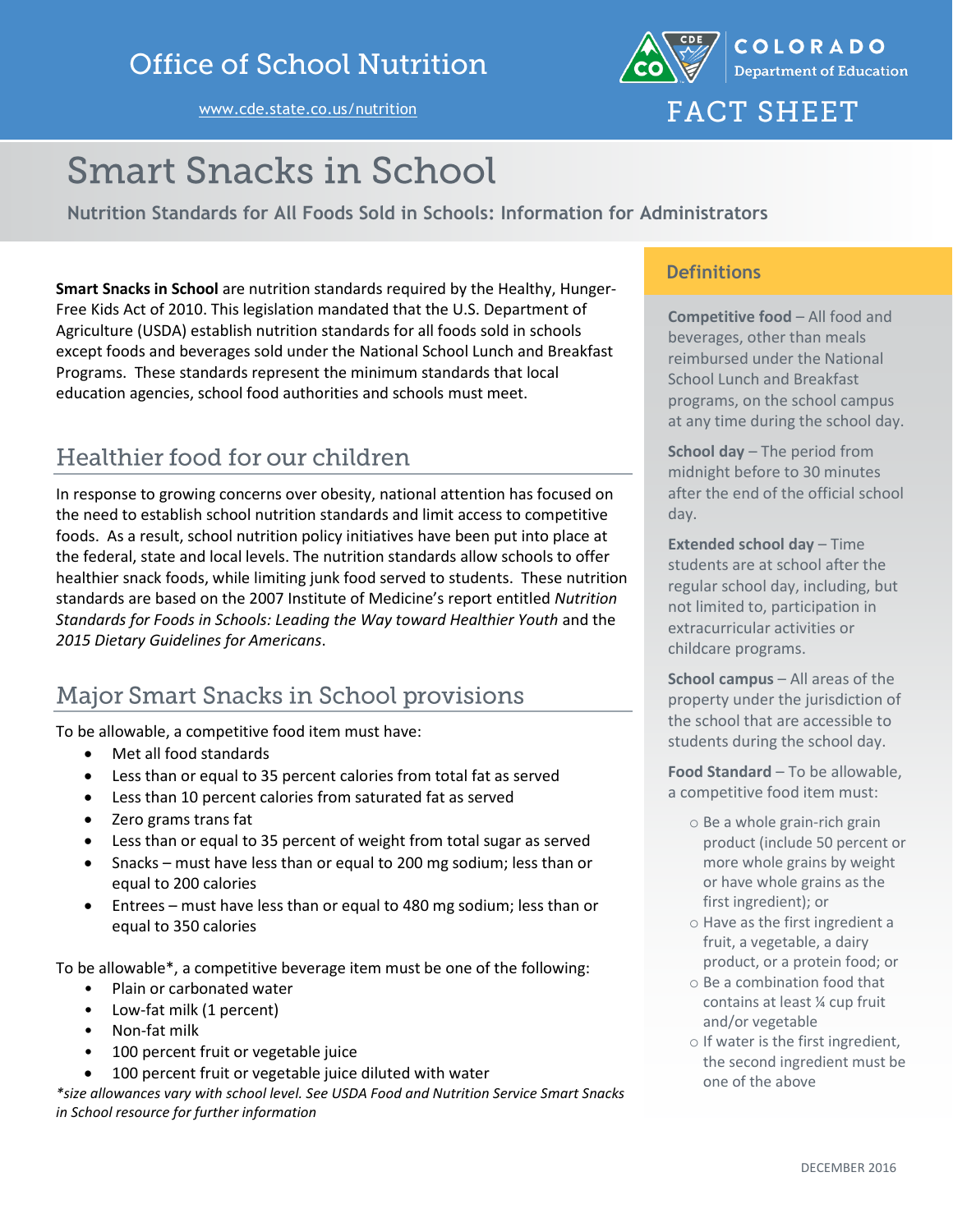Office of School Nutrition

www.cde.state.co.us/nutrition

COLORADO Department of Education

FACT SHEET

# Smart Snacks in School

**Nutrition Standards for All Foods Sold in Schools: Information for Administrators**

**Smart Snacks in School** are nutrition standards required by the Healthy, Hunger-Free Kids Act of 2010. This legislation mandated that the U.S. Department of Agriculture (USDA) establish nutrition standards for all foods sold in schools except foods and beverages sold under the National School Lunch and Breakfast Programs. These standards represent the minimum standards that local education agencies, school food authorities and schools must meet.

## Healthier food for our children

In response to growing concerns over obesity, national attention has focused on the need to establish school nutrition standards and limit access to competitive foods. As a result, school nutrition policy initiatives have been put into place at the federal, state and local levels. The nutrition standards allow schools to offer healthier snack foods, while limiting junk food served to students. These nutrition standards are based on the 2007 Institute of Medicine's report entitled *Nutrition Standards for Foods in Schools: Leading the Way toward Healthier Youth* and the *2015 Dietary Guidelines for Americans*.

## Major Smart Snacks in School provisions

To be allowable, a competitive food item must have:

- Met all food standards
- Less than or equal to 35 percent calories from total fat as served
- Less than 10 percent calories from saturated fat as served
- Zero grams trans fat
- Less than or equal to 35 percent of weight from total sugar as served
- Snacks – must have less than or equal to 200 mg sodium; less than or equal to 200 calories
- Entrees – must have less than or equal to 480 mg sodium; less than or equal to 350 calories

To be allowable*, a competitive beverage item must be one of the following:

- Plain or carbonated water
- Low-fat milk (1 percent)
- Non-fat milk
- 100 percent fruit or vegetable juice
- 100 percent fruit or vegetable juice diluted with water

*\*size allowances vary with school level. See USDA Food and Nutrition Service Smart Snacks in School resource for further information*

## Definitions

**Competitive food** – All food and beverages, other than meals reimbursed under the National School Lunch and Breakfast programs, on the school campus at any time during the school day.

**School day** – The period from midnight before to 30 minutes after the end of the official school day.

**Extended school day** – Time students are at school after the regular school day, including, but not limited to, participation in extracurricular activities or childcare programs.

**School campus** – All areas of the property under the jurisdiction of the school that are accessible to students during the school day.

**Food Standard** – To be allowable, a competitive food item must:

- Be a whole grain-rich grain product (include 50 percent or more whole grains by weight or have whole grains as the first ingredient); or
- Have as the first ingredient a fruit, a vegetable, a dairy product, or a protein food; or
- Be a combination food that contains at least ¼ cup fruit and/or vegetable
- If water is the first ingredient, the second ingredient must be one of the above

DECEMBER 2016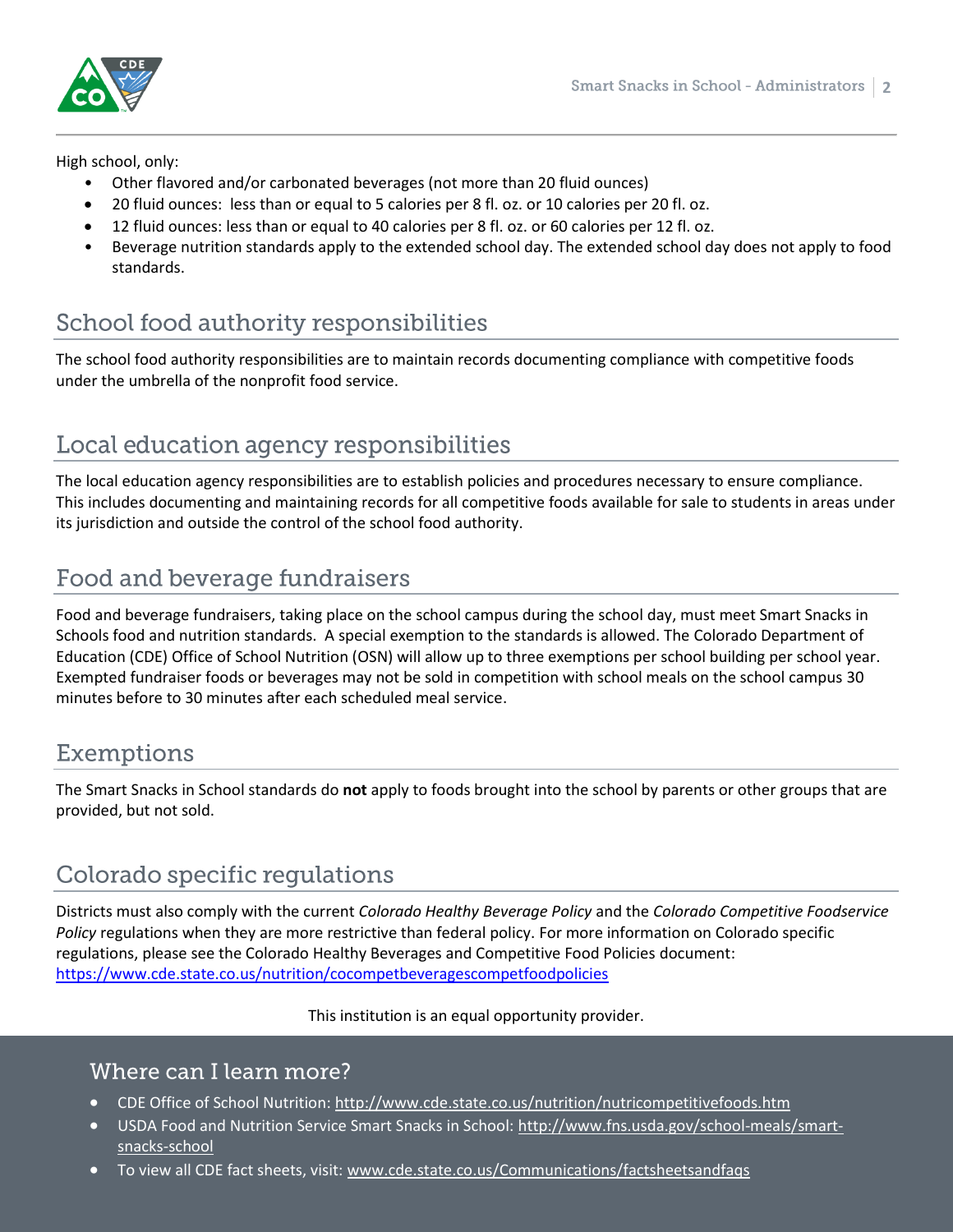High school, only:

- Other flavored and/or carbonated beverages (not more than 20 fluid ounces)
- 20 fluid ounces: less than or equal to 5 calories per 8 fl. oz. or 10 calories per 20 fl. oz.
- 12 fluid ounces: less than or equal to 40 calories per 8 fl. oz. or 60 calories per 12 fl. oz.
- Beverage nutrition standards apply to the extended school day. The extended school day does not apply to food standards.

## School food authority responsibilities

The school food authority responsibilities are to maintain records documenting compliance with competitive foods under the umbrella of the nonprofit food service.

## Local education agency responsibilities

The local education agency responsibilities are to establish policies and procedures necessary to ensure compliance. This includes documenting and maintaining records for all competitive foods available for sale to students in areas under its jurisdiction and outside the control of the school food authority.

## Food and beverage fundraisers

Food and beverage fundraisers, taking place on the school campus during the school day, must meet Smart Snacks in Schools food and nutrition standards. A special exemption to the standards is allowed. The Colorado Department of Education (CDE) Office of School Nutrition (OSN) will allow up to three exemptions per school building per school year. Exempted fundraiser foods or beverages may not be sold in competition with school meals on the school campus 30 minutes before to 30 minutes after each scheduled meal service.

## Exemptions

The Smart Snacks in School standards do **not** apply to foods brought into the school by parents or other groups that are provided, but not sold.

## Colorado specific regulations

Districts must also comply with the current *Colorado Healthy Beverage Policy* and the *Colorado Competitive Foodservice Policy* regulations when they are more restrictive than federal policy. For more information on Colorado specific regulations, please see the Colorado Healthy Beverages and Competitive Food Policies document: https://www.cde.state.co.us/nutrition/cocompetbeveragescompetfoodpolicies

This institution is an equal opportunity provider.

## Where can I learn more?

- CDE Office of School Nutrition: http://www.cde.state.co.us/nutrition/nutricompetitivefoods.htm
- USDA Food and Nutrition Service Smart Snacks in School: http://www.fns.usda.gov/school-meals/smart-snacks-school
- To view all CDE fact sheets, visit: www.cde.state.co.us/Communications/factsheetsandfaqs